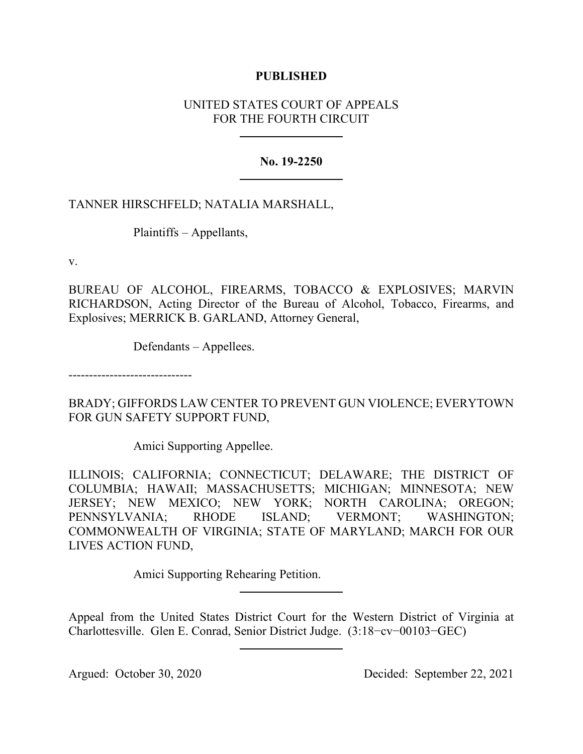**PUBLISHED**

UNITED STATES COURT OF APPEALS
FOR THE FOURTH CIRCUIT

---

**No. 19-2250**

---

TANNER HIRSCHFELD; NATALIA MARSHALL,

Plaintiffs – Appellants,

v.

BUREAU OF ALCOHOL, FIREARMS, TOBACCO & EXPLOSIVES; MARVIN RICHARDSON, Acting Director of the Bureau of Alcohol, Tobacco, Firearms, and Explosives; MERRICK B. GARLAND, Attorney General,

Defendants – Appellees.

------------------------------

BRADY; GIFFORDS LAW CENTER TO PREVENT GUN VIOLENCE; EVERYTOWN FOR GUN SAFETY SUPPORT FUND,

Amici Supporting Appellee.

ILLINOIS; CALIFORNIA; CONNECTICUT; DELAWARE; THE DISTRICT OF COLUMBIA; HAWAII; MASSACHUSETTS; MICHIGAN; MINNESOTA; NEW JERSEY; NEW MEXICO; NEW YORK; NORTH CAROLINA; OREGON; PENNSYLVANIA; RHODE ISLAND; VERMONT; WASHINGTON; COMMONWEALTH OF VIRGINIA; STATE OF MARYLAND; MARCH FOR OUR LIVES ACTION FUND,

Amici Supporting Rehearing Petition.

---

Appeal from the United States District Court for the Western District of Virginia at Charlottesville. Glen E. Conrad, Senior District Judge. (3:18−cv−00103−GEC)

---

Argued: October 30, 2020 Decided: September 22, 2021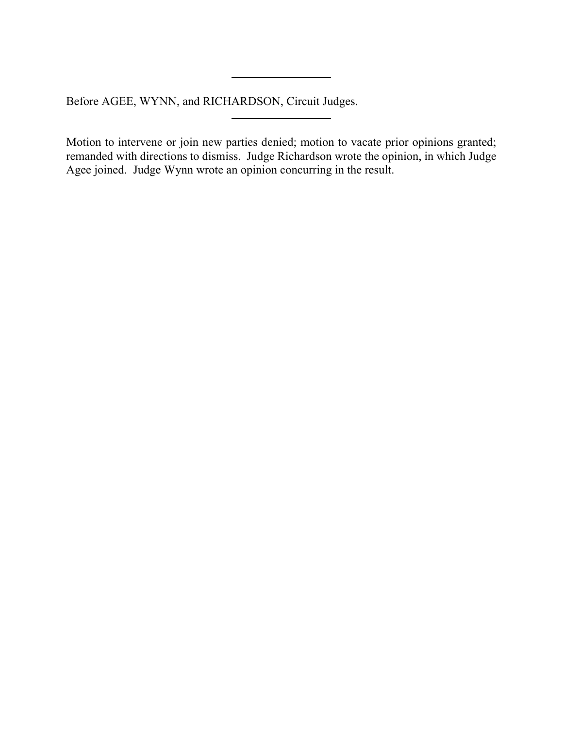---

Before AGEE, WYNN, and RICHARDSON, Circuit Judges.

---

Motion to intervene or join new parties denied; motion to vacate prior opinions granted; remanded with directions to dismiss. Judge Richardson wrote the opinion, in which Judge Agee joined. Judge Wynn wrote an opinion concurring in the result.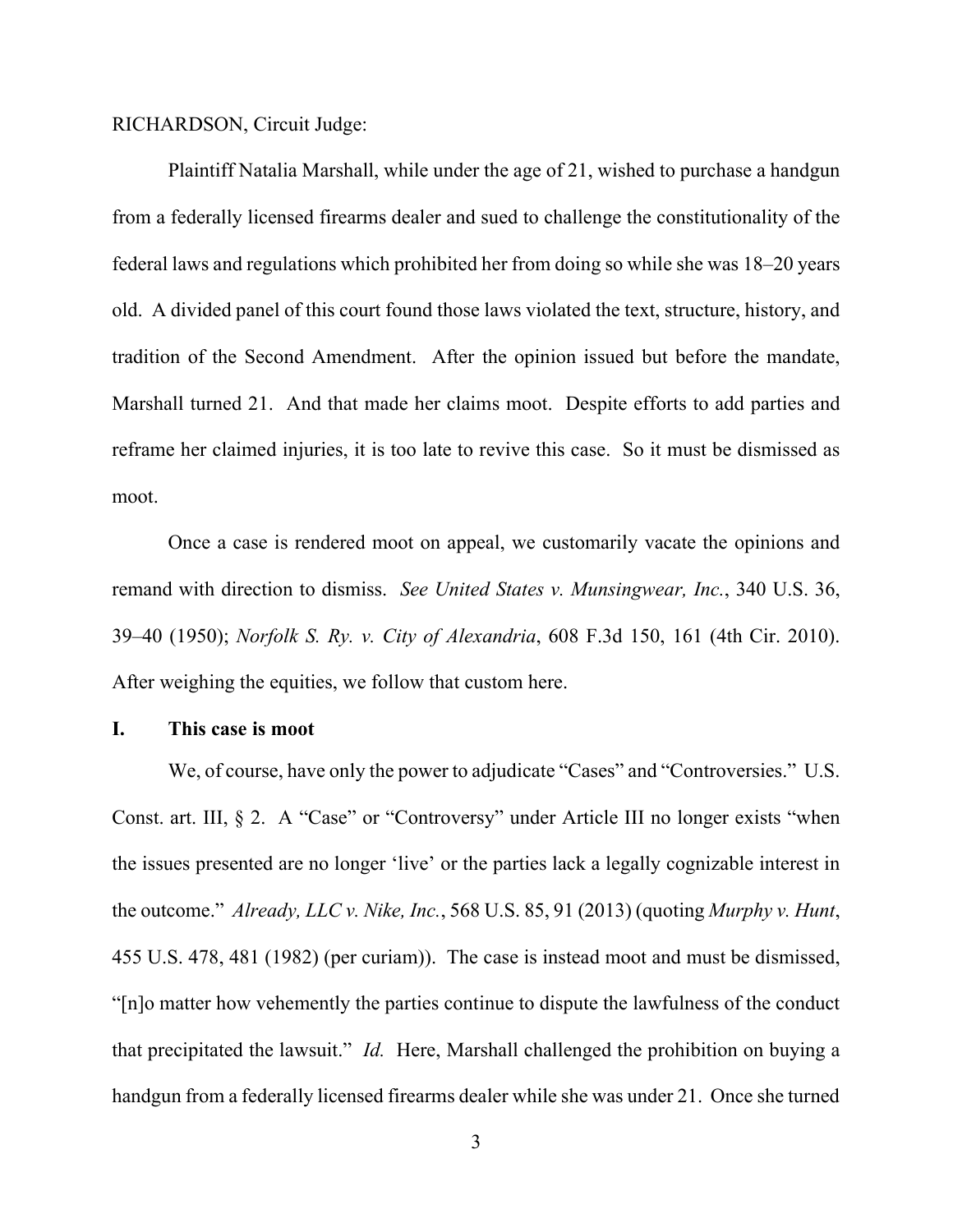RICHARDSON, Circuit Judge:

Plaintiff Natalia Marshall, while under the age of 21, wished to purchase a handgun from a federally licensed firearms dealer and sued to challenge the constitutionality of the federal laws and regulations which prohibited her from doing so while she was 18–20 years old. A divided panel of this court found those laws violated the text, structure, history, and tradition of the Second Amendment. After the opinion issued but before the mandate, Marshall turned 21. And that made her claims moot. Despite efforts to add parties and reframe her claimed injuries, it is too late to revive this case. So it must be dismissed as moot.

Once a case is rendered moot on appeal, we customarily vacate the opinions and remand with direction to dismiss. *See United States v. Munsingwear, Inc.*, 340 U.S. 36, 39–40 (1950); *Norfolk S. Ry. v. City of Alexandria*, 608 F.3d 150, 161 (4th Cir. 2010). After weighing the equities, we follow that custom here.

## I. This case is moot

We, of course, have only the power to adjudicate "Cases" and "Controversies." U.S. Const. art. III, § 2. A "Case" or "Controversy" under Article III no longer exists "when the issues presented are no longer 'live' or the parties lack a legally cognizable interest in the outcome." *Already, LLC v. Nike, Inc.*, 568 U.S. 85, 91 (2013) (quoting *Murphy v. Hunt*, 455 U.S. 478, 481 (1982) (per curiam)). The case is instead moot and must be dismissed, "[n]o matter how vehemently the parties continue to dispute the lawfulness of the conduct that precipitated the lawsuit." *Id.* Here, Marshall challenged the prohibition on buying a handgun from a federally licensed firearms dealer while she was under 21. Once she turned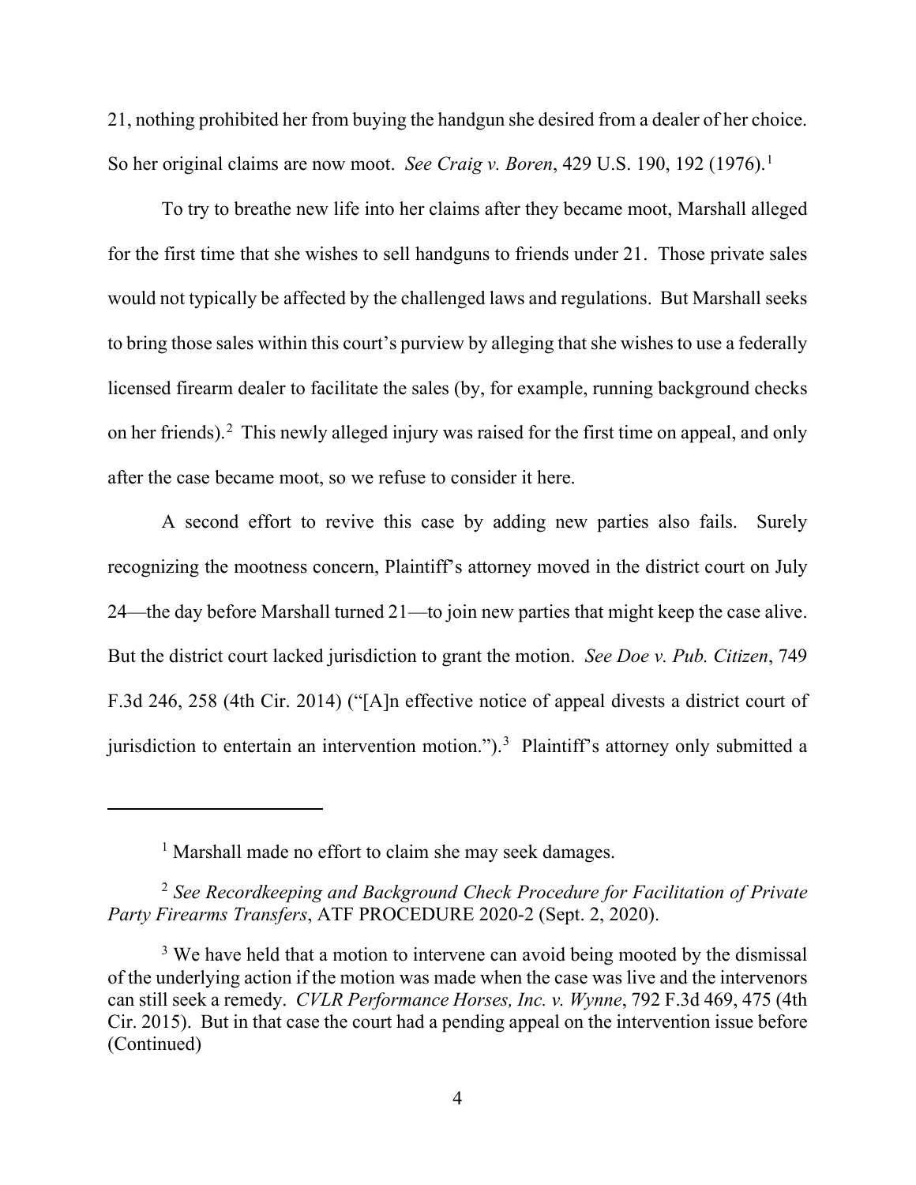21, nothing prohibited her from buying the handgun she desired from a dealer of her choice. So her original claims are now moot. *See Craig v. Boren*, 429 U.S. 190, 192 (1976).[1]

To try to breathe new life into her claims after they became moot, Marshall alleged for the first time that she wishes to sell handguns to friends under 21. Those private sales would not typically be affected by the challenged laws and regulations. But Marshall seeks to bring those sales within this court's purview by alleging that she wishes to use a federally licensed firearm dealer to facilitate the sales (by, for example, running background checks on her friends).[2] This newly alleged injury was raised for the first time on appeal, and only after the case became moot, so we refuse to consider it here.

A second effort to revive this case by adding new parties also fails. Surely recognizing the mootness concern, Plaintiff's attorney moved in the district court on July 24—the day before Marshall turned 21—to join new parties that might keep the case alive. But the district court lacked jurisdiction to grant the motion. *See Doe v. Pub. Citizen*, 749 F.3d 246, 258 (4th Cir. 2014) ("[A]n effective notice of appeal divests a district court of jurisdiction to entertain an intervention motion.").[3] Plaintiff's attorney only submitted a

---

[1] Marshall made no effort to claim she may seek damages.

[2] *See Recordkeeping and Background Check Procedure for Facilitation of Private Party Firearms Transfers*, ATF PROCEDURE 2020-2 (Sept. 2, 2020).

[3] We have held that a motion to intervene can avoid being mooted by the dismissal of the underlying action if the motion was made when the case was live and the intervenors can still seek a remedy. *CVLR Performance Horses, Inc. v. Wynne*, 792 F.3d 469, 475 (4th Cir. 2015). But in that case the court had a pending appeal on the intervention issue before (Continued)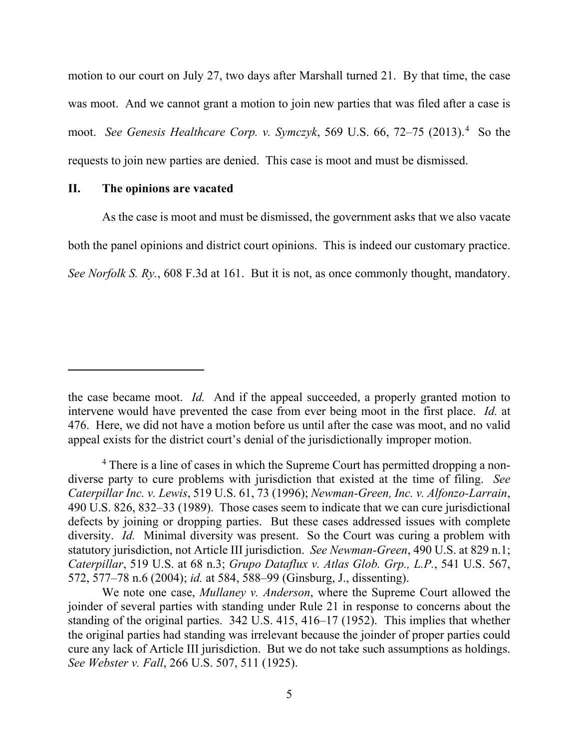motion to our court on July 27, two days after Marshall turned 21. By that time, the case was moot. And we cannot grant a motion to join new parties that was filed after a case is moot. *See Genesis Healthcare Corp. v. Symczyk*, 569 U.S. 66, 72–75 (2013).[4] So the requests to join new parties are denied. This case is moot and must be dismissed.

## II. The opinions are vacated

As the case is moot and must be dismissed, the government asks that we also vacate both the panel opinions and district court opinions. This is indeed our customary practice. *See Norfolk S. Ry.*, 608 F.3d at 161. But it is not, as once commonly thought, mandatory.

---

the case became moot. *Id.* And if the appeal succeeded, a properly granted motion to intervene would have prevented the case from ever being moot in the first place. *Id.* at 476. Here, we did not have a motion before us until after the case was moot, and no valid appeal exists for the district court's denial of the jurisdictionally improper motion.

[4] There is a line of cases in which the Supreme Court has permitted dropping a non-diverse party to cure problems with jurisdiction that existed at the time of filing. *See Caterpillar Inc. v. Lewis*, 519 U.S. 61, 73 (1996); *Newman-Green, Inc. v. Alfonzo-Larrain*, 490 U.S. 826, 832–33 (1989). Those cases seem to indicate that we can cure jurisdictional defects by joining or dropping parties. But these cases addressed issues with complete diversity. *Id.* Minimal diversity was present. So the Court was curing a problem with statutory jurisdiction, not Article III jurisdiction. *See Newman-Green*, 490 U.S. at 829 n.1; *Caterpillar*, 519 U.S. at 68 n.3; *Grupo Dataflux v. Atlas Glob. Grp., L.P.*, 541 U.S. 567, 572, 577–78 n.6 (2004); *id.* at 584, 588–99 (Ginsburg, J., dissenting).

We note one case, *Mullaney v. Anderson*, where the Supreme Court allowed the joinder of several parties with standing under Rule 21 in response to concerns about the standing of the original parties. 342 U.S. 415, 416–17 (1952). This implies that whether the original parties had standing was irrelevant because the joinder of proper parties could cure any lack of Article III jurisdiction. But we do not take such assumptions as holdings. *See Webster v. Fall*, 266 U.S. 507, 511 (1925).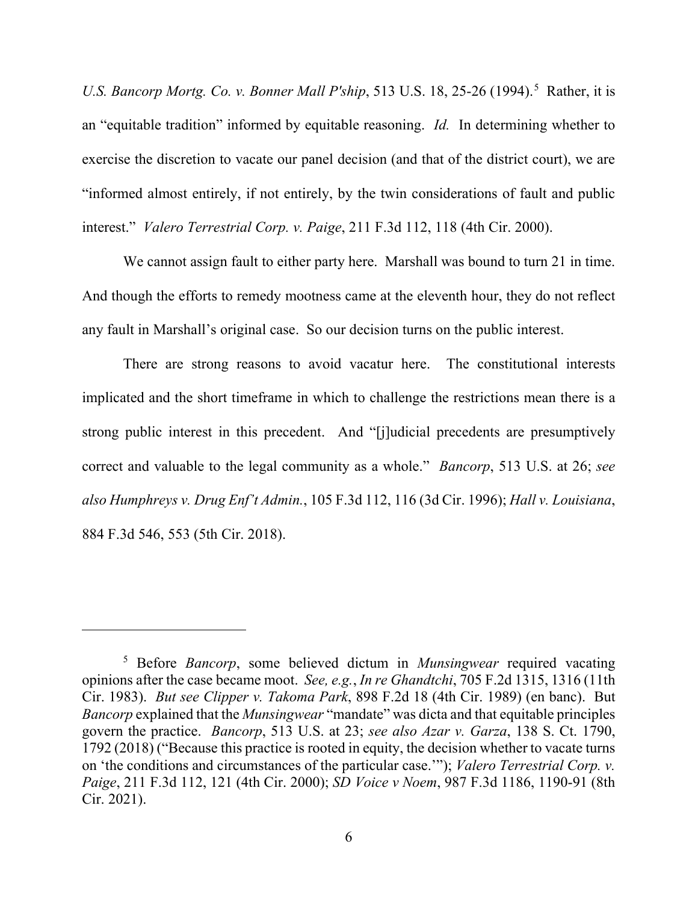*U.S. Bancorp Mortg. Co. v. Bonner Mall P'ship*, 513 U.S. 18, 25-26 (1994).[5] Rather, it is an "equitable tradition" informed by equitable reasoning. *Id.* In determining whether to exercise the discretion to vacate our panel decision (and that of the district court), we are "informed almost entirely, if not entirely, by the twin considerations of fault and public interest." *Valero Terrestrial Corp. v. Paige*, 211 F.3d 112, 118 (4th Cir. 2000).

We cannot assign fault to either party here. Marshall was bound to turn 21 in time. And though the efforts to remedy mootness came at the eleventh hour, they do not reflect any fault in Marshall's original case. So our decision turns on the public interest.

There are strong reasons to avoid vacatur here. The constitutional interests implicated and the short timeframe in which to challenge the restrictions mean there is a strong public interest in this precedent. And "[j]udicial precedents are presumptively correct and valuable to the legal community as a whole." *Bancorp*, 513 U.S. at 26; *see also Humphreys v. Drug Enf't Admin.*, 105 F.3d 112, 116 (3d Cir. 1996); *Hall v. Louisiana*, 884 F.3d 546, 553 (5th Cir. 2018).

---

[5] Before *Bancorp*, some believed dictum in *Munsingwear* required vacating opinions after the case became moot. *See, e.g.*, *In re Ghandtchi*, 705 F.2d 1315, 1316 (11th Cir. 1983). *But see Clipper v. Takoma Park*, 898 F.2d 18 (4th Cir. 1989) (en banc). But *Bancorp* explained that the *Munsingwear* "mandate" was dicta and that equitable principles govern the practice. *Bancorp*, 513 U.S. at 23; *see also Azar v. Garza*, 138 S. Ct. 1790, 1792 (2018) ("Because this practice is rooted in equity, the decision whether to vacate turns on 'the conditions and circumstances of the particular case.'"); *Valero Terrestrial Corp. v. Paige*, 211 F.3d 112, 121 (4th Cir. 2000); *SD Voice v Noem*, 987 F.3d 1186, 1190-91 (8th Cir. 2021).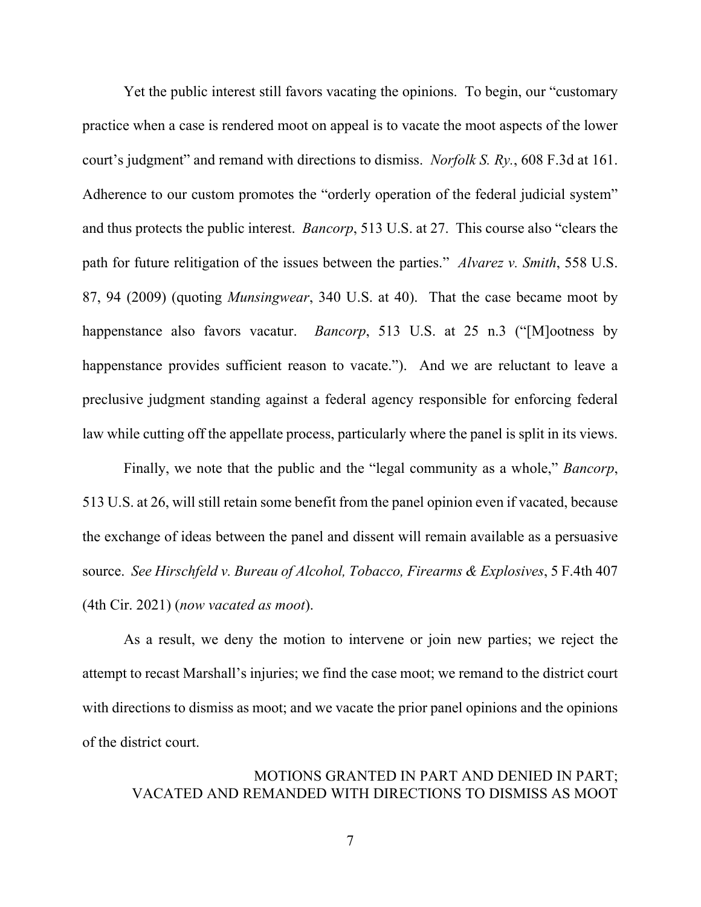Yet the public interest still favors vacating the opinions. To begin, our "customary practice when a case is rendered moot on appeal is to vacate the moot aspects of the lower court's judgment" and remand with directions to dismiss. *Norfolk S. Ry.*, 608 F.3d at 161. Adherence to our custom promotes the "orderly operation of the federal judicial system" and thus protects the public interest. *Bancorp*, 513 U.S. at 27. This course also "clears the path for future relitigation of the issues between the parties." *Alvarez v. Smith*, 558 U.S. 87, 94 (2009) (quoting *Munsingwear*, 340 U.S. at 40). That the case became moot by happenstance also favors vacatur. *Bancorp*, 513 U.S. at 25 n.3 ("[M]ootness by happenstance provides sufficient reason to vacate."). And we are reluctant to leave a preclusive judgment standing against a federal agency responsible for enforcing federal law while cutting off the appellate process, particularly where the panel is split in its views.

Finally, we note that the public and the "legal community as a whole," *Bancorp*, 513 U.S. at 26, will still retain some benefit from the panel opinion even if vacated, because the exchange of ideas between the panel and dissent will remain available as a persuasive source. *See Hirschfeld v. Bureau of Alcohol, Tobacco, Firearms & Explosives*, 5 F.4th 407 (4th Cir. 2021) (*now vacated as moot*).

As a result, we deny the motion to intervene or join new parties; we reject the attempt to recast Marshall's injuries; we find the case moot; we remand to the district court with directions to dismiss as moot; and we vacate the prior panel opinions and the opinions of the district court.

MOTIONS GRANTED IN PART AND DENIED IN PART;
VACATED AND REMANDED WITH DIRECTIONS TO DISMISS AS MOOT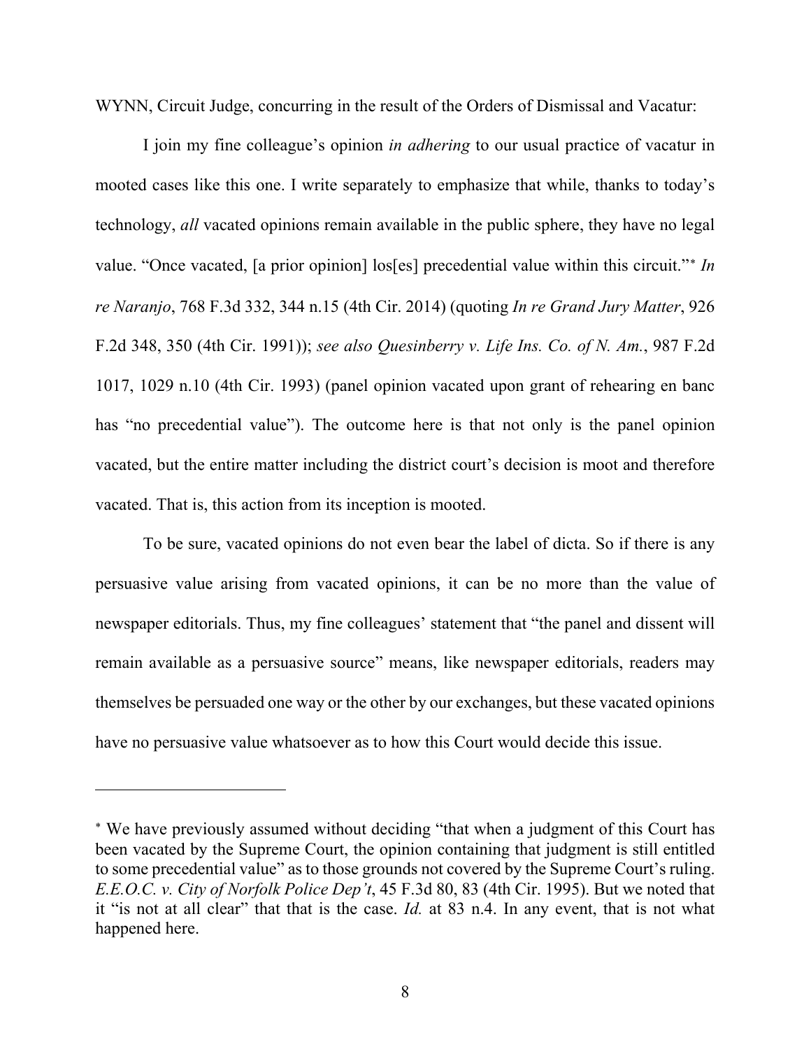WYNN, Circuit Judge, concurring in the result of the Orders of Dismissal and Vacatur:

I join my fine colleague's opinion *in adhering* to our usual practice of vacatur in mooted cases like this one. I write separately to emphasize that while, thanks to today's technology, *all* vacated opinions remain available in the public sphere, they have no legal value. "Once vacated, [a prior opinion] los[es] precedential value within this circuit."[*] *In re Naranjo*, 768 F.3d 332, 344 n.15 (4th Cir. 2014) (quoting *In re Grand Jury Matter*, 926 F.2d 348, 350 (4th Cir. 1991)); *see also Quesinberry v. Life Ins. Co. of N. Am.*, 987 F.2d 1017, 1029 n.10 (4th Cir. 1993) (panel opinion vacated upon grant of rehearing en banc has "no precedential value"). The outcome here is that not only is the panel opinion vacated, but the entire matter including the district court's decision is moot and therefore vacated. That is, this action from its inception is mooted.

To be sure, vacated opinions do not even bear the label of dicta. So if there is any persuasive value arising from vacated opinions, it can be no more than the value of newspaper editorials. Thus, my fine colleagues' statement that "the panel and dissent will remain available as a persuasive source" means, like newspaper editorials, readers may themselves be persuaded one way or the other by our exchanges, but these vacated opinions have no persuasive value whatsoever as to how this Court would decide this issue.

---

[*] We have previously assumed without deciding "that when a judgment of this Court has been vacated by the Supreme Court, the opinion containing that judgment is still entitled to some precedential value" as to those grounds not covered by the Supreme Court's ruling. *E.E.O.C. v. City of Norfolk Police Dep't*, 45 F.3d 80, 83 (4th Cir. 1995). But we noted that it "is not at all clear" that that is the case. *Id.* at 83 n.4. In any event, that is not what happened here.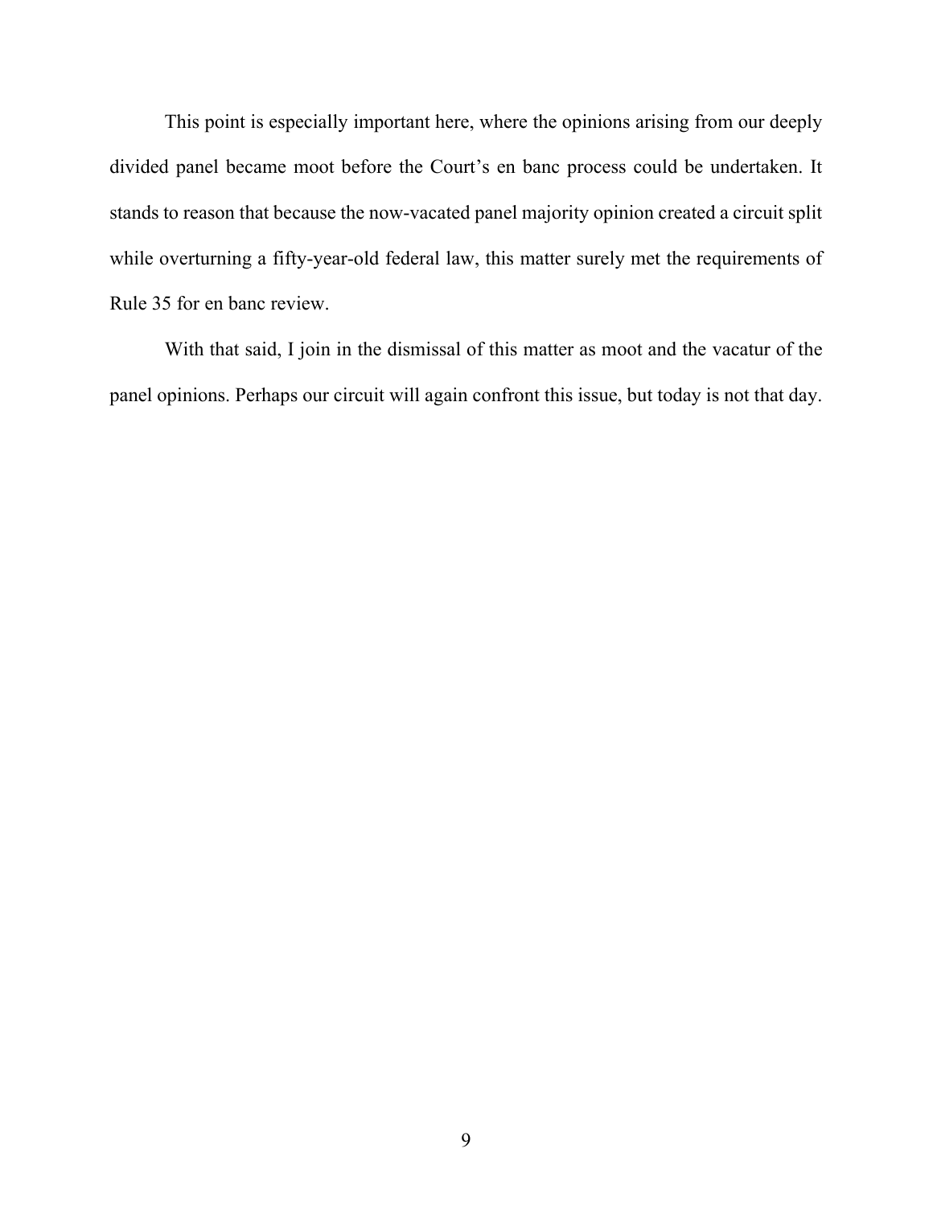This point is especially important here, where the opinions arising from our deeply divided panel became moot before the Court's en banc process could be undertaken. It stands to reason that because the now-vacated panel majority opinion created a circuit split while overturning a fifty-year-old federal law, this matter surely met the requirements of Rule 35 for en banc review.

With that said, I join in the dismissal of this matter as moot and the vacatur of the panel opinions. Perhaps our circuit will again confront this issue, but today is not that day.